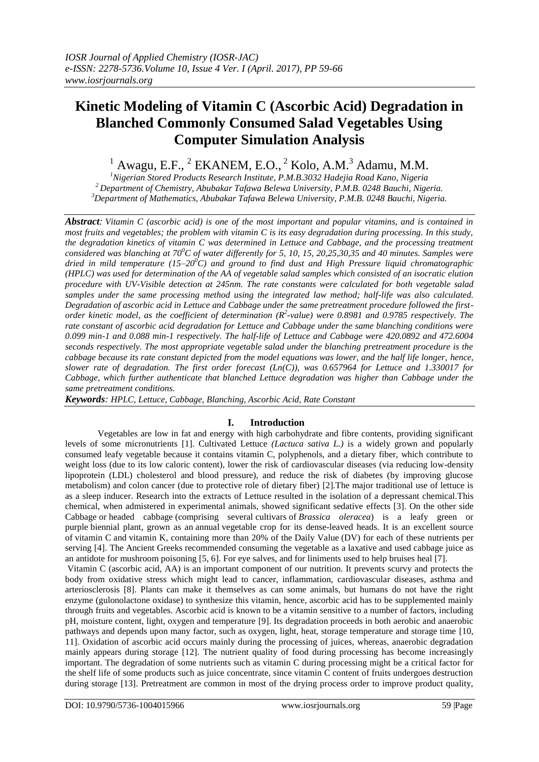# Kinetic Modeling of Vitamin C (Ascorbic Acid) Degradation in Blanched Commonly Consumed Salad Vegetables Using Computer Simulation Analysis

[1] Awagu, E.F., [2] EKANEM, E.O., [2] Kolo, A.M.[3] Adamu, M.M.

[1]*Nigerian Stored Products Research Institute, P.M.B.3032 Hadejia Road Kano, Nigeria*
[2]*Department of Chemistry, Abubakar Tafawa Belewa University, P.M.B. 0248 Bauchi, Nigeria.*
[3]*Department of Mathematics, Abubakar Tafawa Belewa University, P.M.B. 0248 Bauchi, Nigeria.*

***Abstract**: Vitamin C (ascorbic acid) is one of the most important and popular vitamins, and is contained in most fruits and vegetables; the problem with vitamin C is its easy degradation during processing. In this study, the degradation kinetics of vitamin C was determined in Lettuce and Cabbage, and the processing treatment considered was blanching at $70^0C$ of water differently for 5, 10, 15, 20,25,30,35 and 40 minutes. Samples were dried in mild temperature (15–$20^0C$) and ground to find dust and High Pressure liquid chromatographic (HPLC) was used for determination of the AA of vegetable salad samples which consisted of an isocratic elution procedure with UV-Visible detection at 245nm. The rate constants were calculated for both vegetable salad samples under the same processing method using the integrated law method; half-life was also calculated. Degradation of ascorbic acid in Lettuce and Cabbage under the same pretreatment procedure followed the first-order kinetic model, as the coefficient of determination ($R^2$-value) were 0.8981 and 0.9785 respectively. The rate constant of ascorbic acid degradation for Lettuce and Cabbage under the same blanching conditions were 0.099 min-1 and 0.088 min-1 respectively. The half-life of Lettuce and Cabbage were 420.0892 and 472.6004 seconds respectively. The most appropriate vegetable salad under the blanching pretreatment procedure is the cabbage because its rate constant depicted from the model equations was lower, and the half life longer, hence, slower rate of degradation. The first order forecast (Ln(C)), was 0.657964 for Lettuce and 1.330017 for Cabbage, which further authenticate that blanched Lettuce degradation was higher than Cabbage under the same pretreatment conditions.*

***Keywords**: HPLC, Lettuce, Cabbage, Blanching, Ascorbic Acid, Rate Constant*

## I. Introduction

Vegetables are low in fat and energy with high carbohydrate and fibre contents, providing significant levels of some micronutrients [1]. Cultivated Lettuce *(Lactuca sativa L.)* is a widely grown and popularly consumed leafy vegetable because it contains vitamin C, polyphenols, and a dietary fiber, which contribute to weight loss (due to its low caloric content), lower the risk of cardiovascular diseases (via reducing low-density lipoprotein (LDL) cholesterol and blood pressure), and reduce the risk of diabetes (by improving glucose metabolism) and colon cancer (due to protective role of dietary fiber) [2].The major traditional use of lettuce is as a sleep inducer. Research into the extracts of Lettuce resulted in the isolation of a depressant chemical.This chemical, when admistered in experimental animals, showed significant sedative effects [3]. On the other side Cabbage or headed cabbage (comprising several cultivars of *Brassica oleracea*) is a leafy green or purple biennial plant, grown as an annual vegetable crop for its dense-leaved heads. It is an excellent source of vitamin C and vitamin K, containing more than 20% of the Daily Value (DV) for each of these nutrients per serving [4]. The Ancient Greeks recommended consuming the vegetable as a laxative and used cabbage juice as an antidote for mushroom poisoning [5, 6]. For eye salves, and for liniments used to help bruises heal [7].

Vitamin C (ascorbic acid, AA) is an important component of our nutrition. It prevents scurvy and protects the body from oxidative stress which might lead to cancer, inflammation, cardiovascular diseases, asthma and arteriosclerosis [8]. Plants can make it themselves as can some animals, but humans do not have the right enzyme (gulonolactone oxidase) to synthesize this vitamin, hence, ascorbic acid has to be supplemented mainly through fruits and vegetables. Ascorbic acid is known to be a vitamin sensitive to a number of factors, including pH, moisture content, light, oxygen and temperature [9]. Its degradation proceeds in both aerobic and anaerobic pathways and depends upon many factor, such as oxygen, light, heat, storage temperature and storage time [10, 11]. Oxidation of ascorbic acid occurs mainly during the processing of juices, whereas, anaerobic degradation mainly appears during storage [12]. The nutrient quality of food during processing has become increasingly important. The degradation of some nutrients such as vitamin C during processing might be a critical factor for the shelf life of some products such as juice concentrate, since vitamin C content of fruits undergoes destruction during storage [13]. Pretreatment are common in most of the drying process order to improve product quality,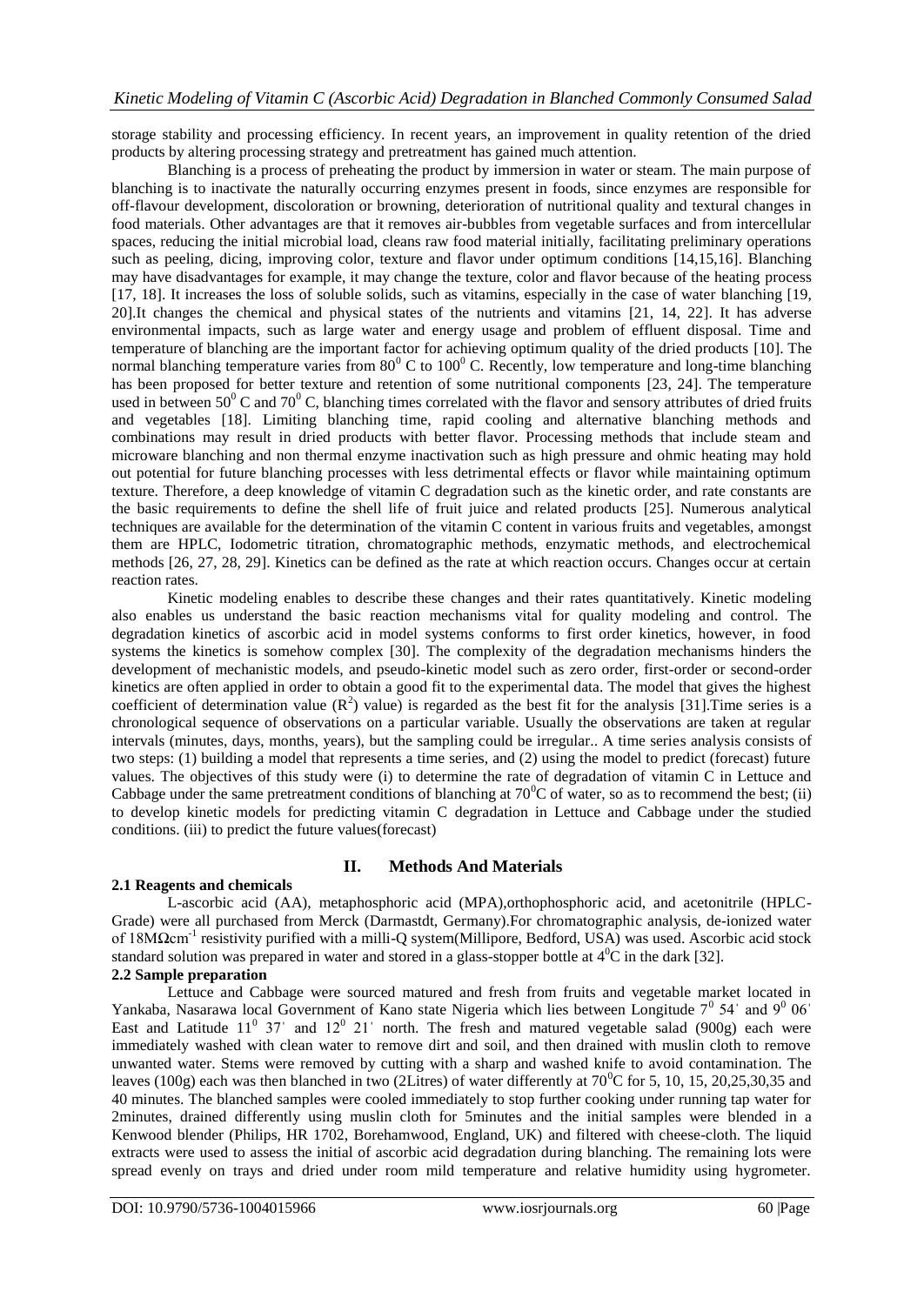storage stability and processing efficiency. In recent years, an improvement in quality retention of the dried products by altering processing strategy and pretreatment has gained much attention.

Blanching is a process of preheating the product by immersion in water or steam. The main purpose of blanching is to inactivate the naturally occurring enzymes present in foods, since enzymes are responsible for off-flavour development, discoloration or browning, deterioration of nutritional quality and textural changes in food materials. Other advantages are that it removes air-bubbles from vegetable surfaces and from intercellular spaces, reducing the initial microbial load, cleans raw food material initially, facilitating preliminary operations such as peeling, dicing, improving color, texture and flavor under optimum conditions [14,15,16]. Blanching may have disadvantages for example, it may change the texture, color and flavor because of the heating process [17, 18]. It increases the loss of soluble solids, such as vitamins, especially in the case of water blanching [19, 20].It changes the chemical and physical states of the nutrients and vitamins [21, 14, 22]. It has adverse environmental impacts, such as large water and energy usage and problem of effluent disposal. Time and temperature of blanching are the important factor for achieving optimum quality of the dried products [10]. The normal blanching temperature varies from $80^0$ C to $100^0$ C. Recently, low temperature and long-time blanching has been proposed for better texture and retention of some nutritional components [23, 24]. The temperature used in between $50^0$ C and $70^0$ C, blanching times correlated with the flavor and sensory attributes of dried fruits and vegetables [18]. Limiting blanching time, rapid cooling and alternative blanching methods and combinations may result in dried products with better flavor. Processing methods that include steam and microware blanching and non thermal enzyme inactivation such as high pressure and ohmic heating may hold out potential for future blanching processes with less detrimental effects or flavor while maintaining optimum texture. Therefore, a deep knowledge of vitamin C degradation such as the kinetic order, and rate constants are the basic requirements to define the shell life of fruit juice and related products [25]. Numerous analytical techniques are available for the determination of the vitamin C content in various fruits and vegetables, amongst them are HPLC, Iodometric titration, chromatographic methods, enzymatic methods, and electrochemical methods [26, 27, 28, 29]. Kinetics can be defined as the rate at which reaction occurs. Changes occur at certain reaction rates.

Kinetic modeling enables to describe these changes and their rates quantitatively. Kinetic modeling also enables us understand the basic reaction mechanisms vital for quality modeling and control. The degradation kinetics of ascorbic acid in model systems conforms to first order kinetics, however, in food systems the kinetics is somehow complex [30]. The complexity of the degradation mechanisms hinders the development of mechanistic models, and pseudo-kinetic model such as zero order, first-order or second-order kinetics are often applied in order to obtain a good fit to the experimental data. The model that gives the highest coefficient of determination value ($R^2$) value) is regarded as the best fit for the analysis [31].Time series is a chronological sequence of observations on a particular variable. Usually the observations are taken at regular intervals (minutes, days, months, years), but the sampling could be irregular.. A time series analysis consists of two steps: (1) building a model that represents a time series, and (2) using the model to predict (forecast) future values. The objectives of this study were (i) to determine the rate of degradation of vitamin C in Lettuce and Cabbage under the same pretreatment conditions of blanching at $70^0$C of water, so as to recommend the best; (ii) to develop kinetic models for predicting vitamin C degradation in Lettuce and Cabbage under the studied conditions. (iii) to predict the future values(forecast)

## II. Methods And Materials

### 2.1 Reagents and chemicals

L-ascorbic acid (AA), metaphosphoric acid (MPA),orthophosphoric acid, and acetonitrile (HPLC-Grade) were all purchased from Merck (Darmastdt, Germany).For chromatographic analysis, de-ionized water of $18M\Omega cm^{-1}$ resistivity purified with a milli-Q system(Millipore, Bedford, USA) was used. Ascorbic acid stock standard solution was prepared in water and stored in a glass-stopper bottle at $4^0$C in the dark [32].

### 2.2 Sample preparation

Lettuce and Cabbage were sourced matured and fresh from fruits and vegetable market located in Yankaba, Nasarawa local Government of Kano state Nigeria which lies between Longitude $7^0$ 54' and $9^0$ 06' East and Latitude $11^0$ 37' and $12^0$ 21' north. The fresh and matured vegetable salad (900g) each were immediately washed with clean water to remove dirt and soil, and then drained with muslin cloth to remove unwanted water. Stems were removed by cutting with a sharp and washed knife to avoid contamination. The leaves (100g) each was then blanched in two (2Litres) of water differently at $70^0$C for 5, 10, 15, 20,25,30,35 and 40 minutes. The blanched samples were cooled immediately to stop further cooking under running tap water for 2minutes, drained differently using muslin cloth for 5minutes and the initial samples were blended in a Kenwood blender (Philips, HR 1702, Borehamwood, England, UK) and filtered with cheese-cloth. The liquid extracts were used to assess the initial of ascorbic acid degradation during blanching. The remaining lots were spread evenly on trays and dried under room mild temperature and relative humidity using hygrometer.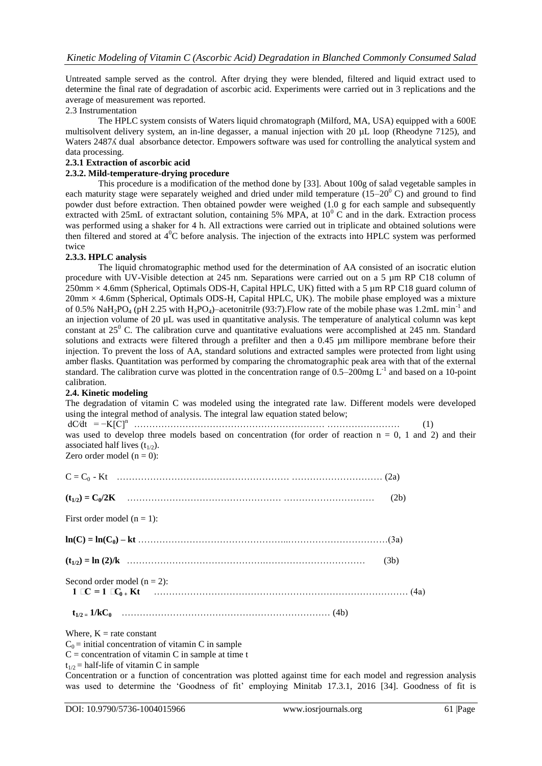Untreated sample served as the control. After drying they were blended, filtered and liquid extract used to determine the final rate of degradation of ascorbic acid. Experiments were carried out in 3 replications and the average of measurement was reported.

2.3 Instrumentation

The HPLC system consists of Waters liquid chromatograph (Milford, MA, USA) equipped with a 600E multisolvent delivery system, an in-line degasser, a manual injection with 20 µL loop (Rheodyne 7125), and Waters 2487ʎ dual absorbance detector. Empowers software was used for controlling the analytical system and data processing.

**2.3.1 Extraction of ascorbic acid**

**2.3.2. Mild-temperature-drying procedure**

This procedure is a modification of the method done by [33]. About 100g of salad vegetable samples in each maturity stage were separately weighed and dried under mild temperature (15–20$^0$ C) and ground to find powder dust before extraction. Then obtained powder were weighed (1.0 g for each sample and subsequently extracted with 25mL of extractant solution, containing 5% MPA, at 10$^0$ C and in the dark. Extraction process was performed using a shaker for 4 h. All extractions were carried out in triplicate and obtained solutions were then filtered and stored at 4$^0$C before analysis. The injection of the extracts into HPLC system was performed twice

**2.3.3. HPLC analysis**

The liquid chromatographic method used for the determination of AA consisted of an isocratic elution procedure with UV-Visible detection at 245 nm. Separations were carried out on a 5 µm RP C18 column of 250mm × 4.6mm (Spherical, Optimals ODS-H, Capital HPLC, UK) fitted with a 5 µm RP C18 guard column of 20mm × 4.6mm (Spherical, Optimals ODS-H, Capital HPLC, UK). The mobile phase employed was a mixture of 0.5% $NaH_2PO_4$ (pH 2.25 with $H_3PO_4$)–acetonitrile (93:7).Flow rate of the mobile phase was 1.2mL min$^{-1}$ and an injection volume of 20 µL was used in quantitative analysis. The temperature of analytical column was kept constant at 25$^0$ C. The calibration curve and quantitative evaluations were accomplished at 245 nm. Standard solutions and extracts were filtered through a prefilter and then a 0.45 µm millipore membrane before their injection. To prevent the loss of AA, standard solutions and extracted samples were protected from light using amber flasks. Quantitation was performed by comparing the chromatographic peak area with that of the external standard. The calibration curve was plotted in the concentration range of 0.5–200mg L$^{-1}$ and based on a 10-point calibration.

**2.4. Kinetic modeling**

The degradation of vitamin C was modeled using the integrated rate law. Different models were developed using the integral method of analysis. The integral law equation stated below;

$$dC/dt = -K[C]^n \quad (1)$$

was used to develop three models based on concentration (for order of reaction n = 0, 1 and 2) and their associated half lives ($t_{1/2}$).

Zero order model (n = 0):

$$C = C_0 - Kt \quad (2a)$$

$$(t_{1/2}) = C_0/2K \quad (2b)$$

First order model (n = 1):

$$\ln(C) = \ln(C_0) - kt \quad (3a)$$

$$(t_{1/2}) = \ln(2)/k \quad (3b)$$

Second order model (n = 2):

$$1/C = 1/C_0 + Kt \quad (4a)$$

$$t_{1/2} = 1/kC_0 \quad (4b)$$

Where, K = rate constant

$C_0$ = initial concentration of vitamin C in sample

C = concentration of vitamin C in sample at time t

$t_{1/2}$ = half-life of vitamin C in sample

Concentration or a function of concentration was plotted against time for each model and regression analysis was used to determine the 'Goodness of fit' employing Minitab 17.3.1, 2016 [34]. Goodness of fit is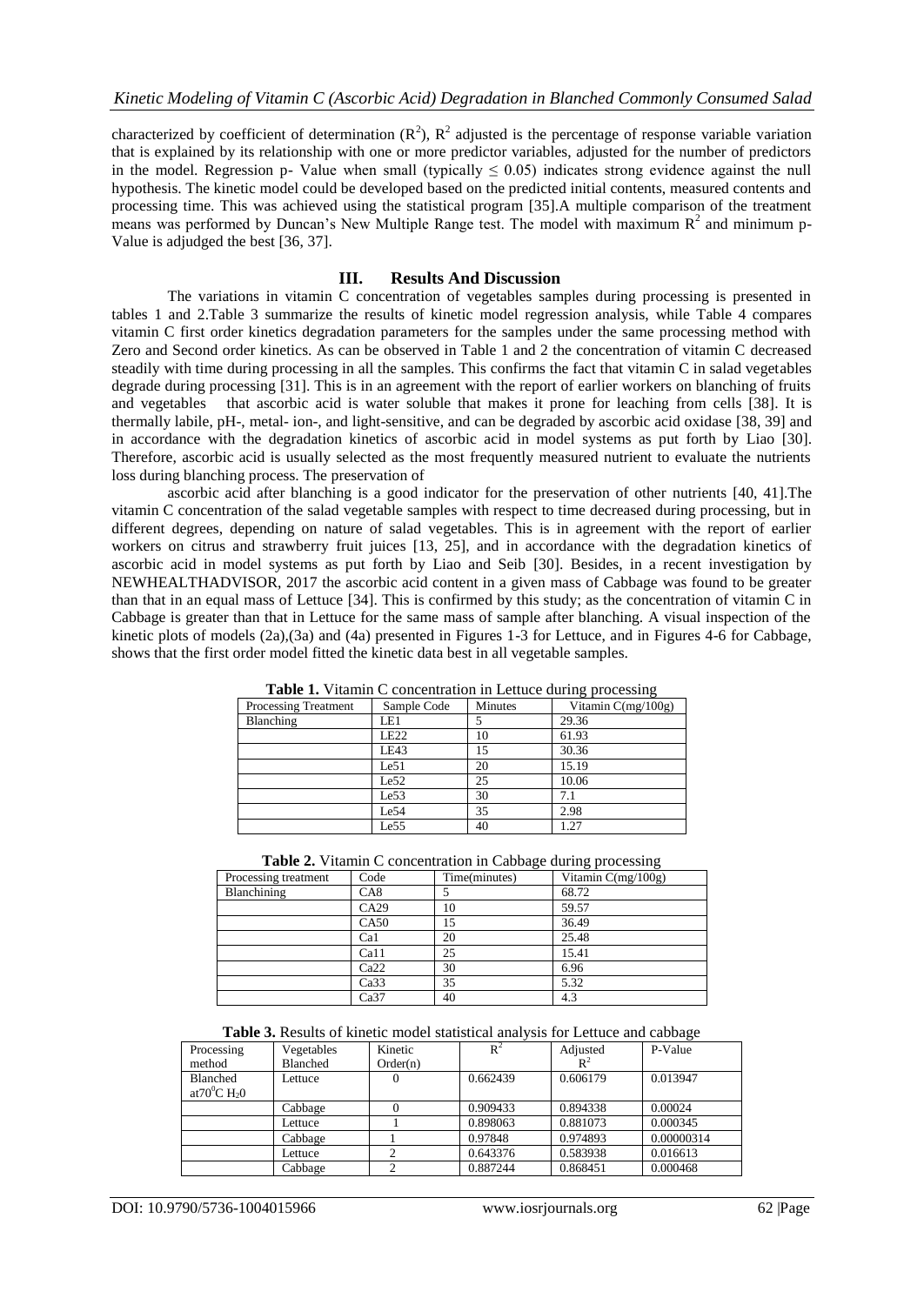characterized by coefficient of determination ($R^2$), $R^2$ adjusted is the percentage of response variable variation that is explained by its relationship with one or more predictor variables, adjusted for the number of predictors in the model. Regression p- Value when small (typically $\leq 0.05$) indicates strong evidence against the null hypothesis. The kinetic model could be developed based on the predicted initial contents, measured contents and processing time. This was achieved using the statistical program [35].A multiple comparison of the treatment means was performed by Duncan's New Multiple Range test. The model with maximum $R^2$ and minimum p-Value is adjudged the best [36, 37].

## III. Results And Discussion

The variations in vitamin C concentration of vegetables samples during processing is presented in tables 1 and 2.Table 3 summarize the results of kinetic model regression analysis, while Table 4 compares vitamin C first order kinetics degradation parameters for the samples under the same processing method with Zero and Second order kinetics. As can be observed in Table 1 and 2 the concentration of vitamin C decreased steadily with time during processing in all the samples. This confirms the fact that vitamin C in salad vegetables degrade during processing [31]. This is in an agreement with the report of earlier workers on blanching of fruits and vegetables that ascorbic acid is water soluble that makes it prone for leaching from cells [38]. It is thermally labile, pH-, metal- ion-, and light-sensitive, and can be degraded by ascorbic acid oxidase [38, 39] and in accordance with the degradation kinetics of ascorbic acid in model systems as put forth by Liao [30]. Therefore, ascorbic acid is usually selected as the most frequently measured nutrient to evaluate the nutrients loss during blanching process. The preservation of

ascorbic acid after blanching is a good indicator for the preservation of other nutrients [40, 41].The vitamin C concentration of the salad vegetable samples with respect to time decreased during processing, but in different degrees, depending on nature of salad vegetables. This is in agreement with the report of earlier workers on citrus and strawberry fruit juices [13, 25], and in accordance with the degradation kinetics of ascorbic acid in model systems as put forth by Liao and Seib [30]. Besides, in a recent investigation by NEWHEALTHADVISOR, 2017 the ascorbic acid content in a given mass of Cabbage was found to be greater than that in an equal mass of Lettuce [34]. This is confirmed by this study; as the concentration of vitamin C in Cabbage is greater than that in Lettuce for the same mass of sample after blanching. A visual inspection of the kinetic plots of models (2a),(3a) and (4a) presented in Figures 1-3 for Lettuce, and in Figures 4-6 for Cabbage, shows that the first order model fitted the kinetic data best in all vegetable samples.

**Table 1.** Vitamin C concentration in Lettuce during processing

| Processing Treatment | Sample Code | Minutes | Vitamin C(mg/100g) |
|---|---|---|---|
| Blanching | LE1 | 5 | 29.36 |
| | LE22 | 10 | 61.93 |
| | LE43 | 15 | 30.36 |
| | Le51 | 20 | 15.19 |
| | Le52 | 25 | 10.06 |
| | Le53 | 30 | 7.1 |
| | Le54 | 35 | 2.98 |
| | Le55 | 40 | 1.27 |

**Table 2.** Vitamin C concentration in Cabbage during processing

| Processing treatment | Code | Time(minutes) | Vitamin C(mg/100g) |
|---|---|---|---|
| Blanchining | CA8 | 5 | 68.72 |
| | CA29 | 10 | 59.57 |
| | CA50 | 15 | 36.49 |
| | Ca1 | 20 | 25.48 |
| | Ca11 | 25 | 15.41 |
| | Ca22 | 30 | 6.96 |
| | Ca33 | 35 | 5.32 |
| | Ca37 | 40 | 4.3 |

**Table 3.** Results of kinetic model statistical analysis for Lettuce and cabbage

| Processing method | Vegetables Blanched | Kinetic Order(n) | $R^2$ | Adjusted $R^2$ | P-Value |
|---|---|---|---|---|---|
| Blanched at$70^0C$ $H_20$ | Lettuce | 0 | 0.662439 | 0.606179 | 0.013947 |
| | Cabbage | 0 | 0.909433 | 0.894338 | 0.00024 |
| | Lettuce | 1 | 0.898063 | 0.881073 | 0.000345 |
| | Cabbage | 1 | 0.97848 | 0.974893 | 0.00000314 |
| | Lettuce | 2 | 0.643376 | 0.583938 | 0.016613 |
| | Cabbage | 2 | 0.887244 | 0.868451 | 0.000468 |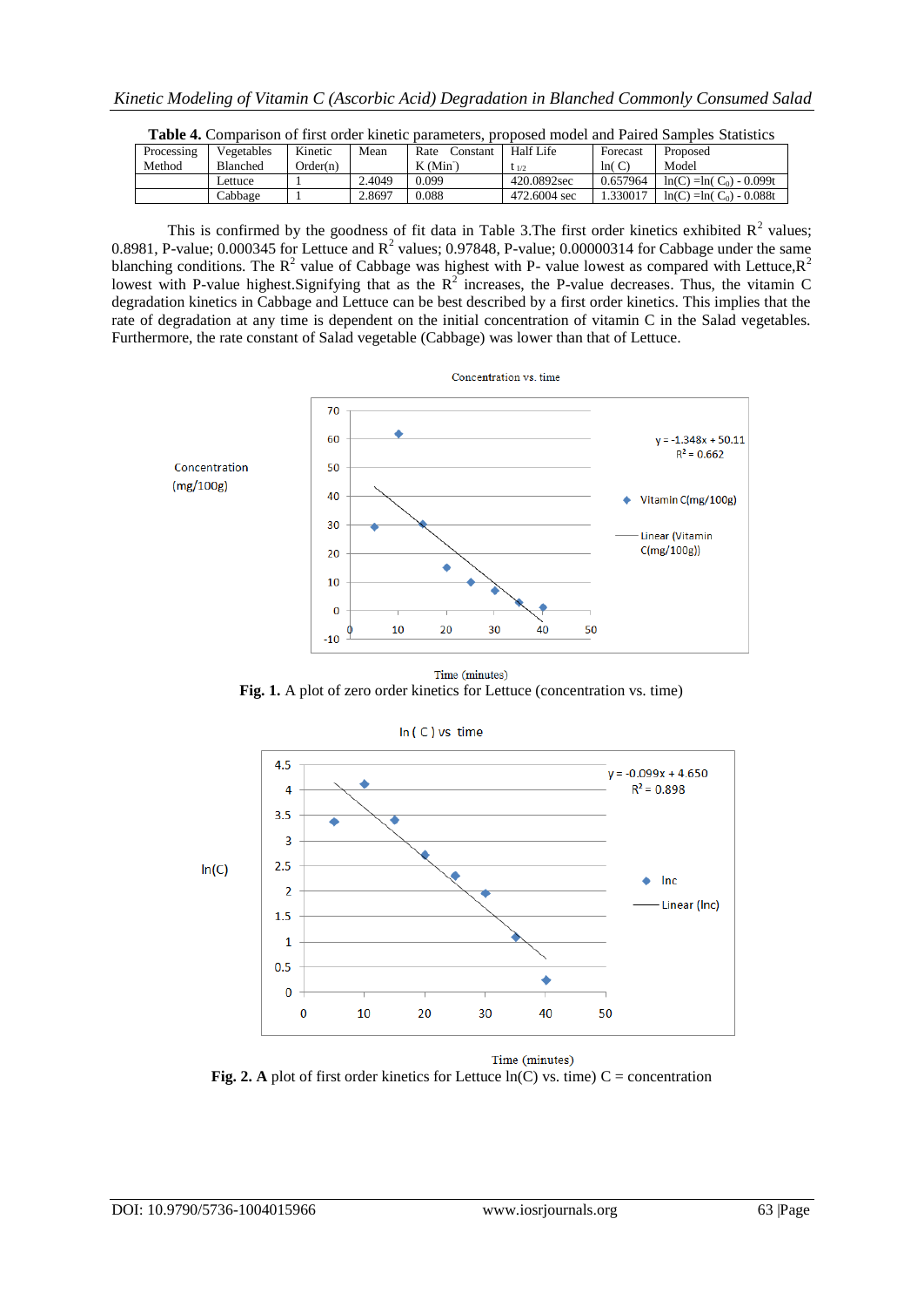**Table 4.** Comparison of first order kinetic parameters, proposed model and Paired Samples Statistics

| Processing Method | Vegetables Blanched | Kinetic Order(n) | Mean | Rate Constant K (Min) | Half Life $t_{1/2}$ | Forecast ln( C) | Proposed Model |
|---|---|---|---|---|---|---|---|
| | Lettuce | 1 | 2.4049 | 0.099 | 420.0892sec | 0.657964 | ln(C) =ln( $C_0$) - 0.099t |
| | Cabbage | 1 | 2.8697 | 0.088 | 472.6004 sec | 1.330017 | ln(C) =ln( $C_0$) - 0.088t |

This is confirmed by the goodness of fit data in Table 3.The first order kinetics exhibited $R^2$ values; 0.8981, P-value; 0.000345 for Lettuce and $R^2$ values; 0.97848, P-value; 0.00000314 for Cabbage under the same blanching conditions. The $R^2$ value of Cabbage was highest with P- value lowest as compared with Lettuce,$R^2$ lowest with P-value highest.Signifying that as the $R^2$ increases, the P-value decreases. Thus, the vitamin C degradation kinetics in Cabbage and Lettuce can be best described by a first order kinetics. This implies that the rate of degradation at any time is dependent on the initial concentration of vitamin C in the Salad vegetables. Furthermore, the rate constant of Salad vegetable (Cabbage) was lower than that of Lettuce.

**Fig. 1.** A plot of zero order kinetics for Lettuce (concentration vs. time)

**Fig. 2. A** plot of first order kinetics for Lettuce ln(C) vs. time) C = concentration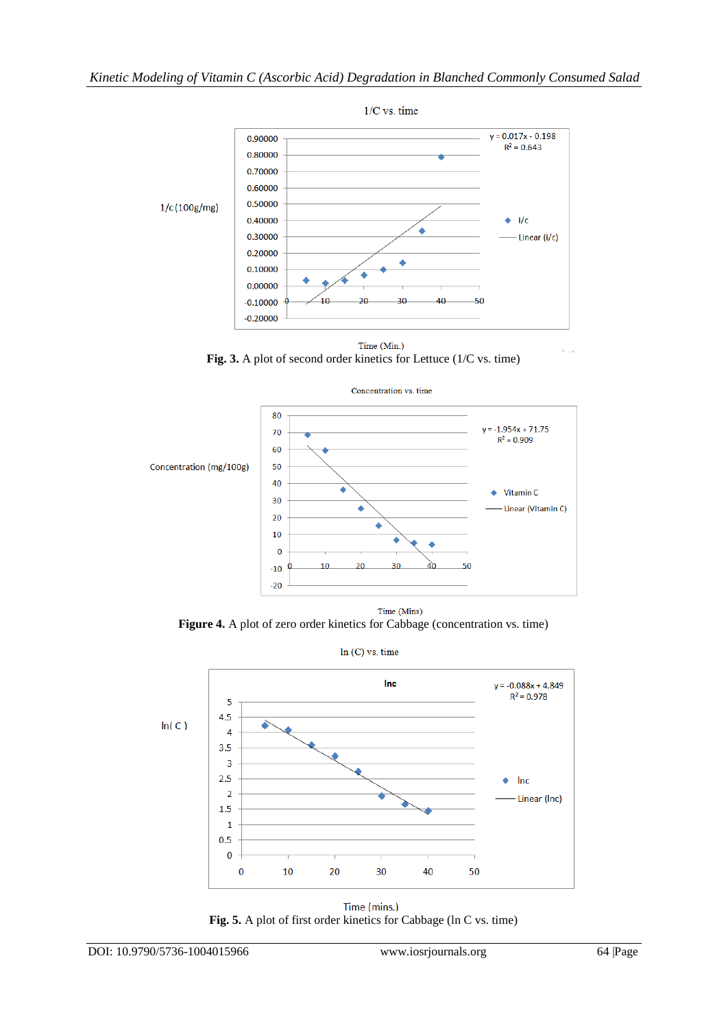1/C vs. time

Time (Min.)

**Fig. 3.** A plot of second order kinetics for Lettuce (1/C vs. time)

Concentration vs. time

Time (Mins)

**Figure 4.** A plot of zero order kinetics for Cabbage (concentration vs. time)

ln (C) vs. time

Time (mins.)

**Fig. 5.** A plot of first order kinetics for Cabbage (ln C vs. time)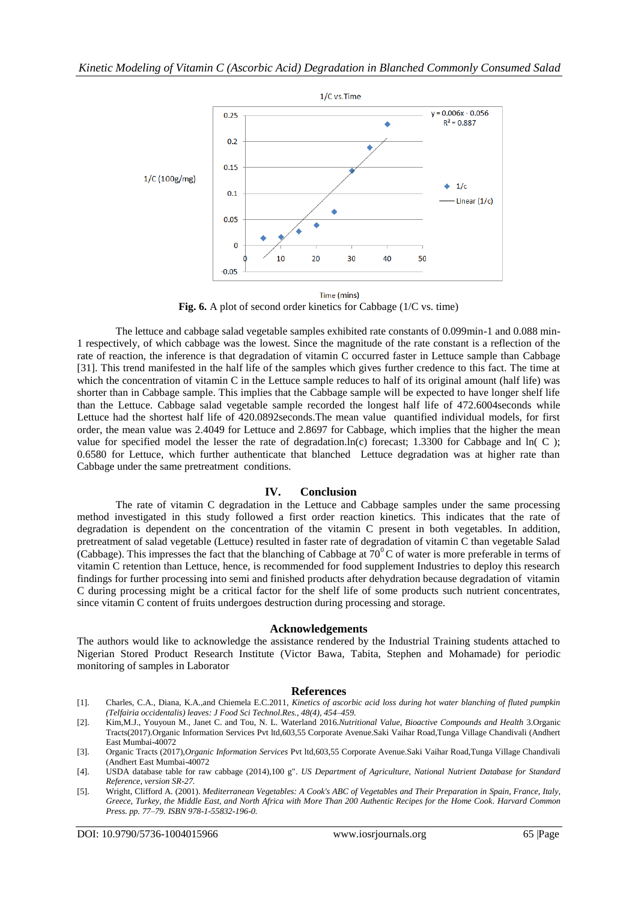Fig. 6. A plot of second order kinetics for Cabbage (1/C vs. time)

The lettuce and cabbage salad vegetable samples exhibited rate constants of 0.099min-1 and 0.088 min-1 respectively, of which cabbage was the lowest. Since the magnitude of the rate constant is a reflection of the rate of reaction, the inference is that degradation of vitamin C occurred faster in Lettuce sample than Cabbage [31]. This trend manifested in the half life of the samples which gives further credence to this fact. The time at which the concentration of vitamin C in the Lettuce sample reduces to half of its original amount (half life) was shorter than in Cabbage sample. This implies that the Cabbage sample will be expected to have longer shelf life than the Lettuce. Cabbage salad vegetable sample recorded the longest half life of 472.6004seconds while Lettuce had the shortest half life of 420.0892seconds.The mean value quantified individual models, for first order, the mean value was 2.4049 for Lettuce and 2.8697 for Cabbage, which implies that the higher the mean value for specified model the lesser the rate of degradation.ln(c) forecast; 1.3300 for Cabbage and ln( C ); 0.6580 for Lettuce, which further authenticate that blanched Lettuce degradation was at higher rate than Cabbage under the same pretreatment conditions.

## IV. Conclusion

The rate of vitamin C degradation in the Lettuce and Cabbage samples under the same processing method investigated in this study followed a first order reaction kinetics. This indicates that the rate of degradation is dependent on the concentration of the vitamin C present in both vegetables. In addition, pretreatment of salad vegetable (Lettuce) resulted in faster rate of degradation of vitamin C than vegetable Salad (Cabbage). This impresses the fact that the blanching of Cabbage at $70^0$ C of water is more preferable in terms of vitamin C retention than Lettuce, hence, is recommended for food supplement Industries to deploy this research findings for further processing into semi and finished products after dehydration because degradation of vitamin C during processing might be a critical factor for the shelf life of some products such nutrient concentrates, since vitamin C content of fruits undergoes destruction during processing and storage.

## Acknowledgements

The authors would like to acknowledge the assistance rendered by the Industrial Training students attached to Nigerian Stored Product Research Institute (Victor Bawa, Tabita, Stephen and Mohamade) for periodic monitoring of samples in Laborator

## References

[1]. Charles, C.A., Diana, K.A.,and Chiemela E.C.2011, *Kinetics of ascorbic acid loss during hot water blanching of fluted pumpkin (Telfairia occidentalis) leaves: J Food Sci Technol.Res., 48(4), 454–459.*

[2]. Kim,M.J., Youyoun M., Janet C. and Tou, N. L. Waterland 2016.*Nutritional Value, Bioactive Compounds and Health* 3.Organic Tracts(2017).Organic Information Services Pvt ltd,603,55 Corporate Avenue.Saki Vaihar Road,Tunga Village Chandivali (Andhert East Mumbai-40072

[3]. Organic Tracts (2017),*Organic Information Services* Pvt ltd,603,55 Corporate Avenue.Saki Vaihar Road,Tunga Village Chandivali (Andhert East Mumbai-40072

[4]. USDA database table for raw cabbage (2014),100 g". *US Department of Agriculture, National Nutrient Database for Standard Reference, version SR-27.*

[5]. Wright, Clifford A. (2001). *Mediterranean Vegetables: A Cook's ABC of Vegetables and Their Preparation in Spain, France, Italy, Greece, Turkey, the Middle East, and North Africa with More Than 200 Authentic Recipes for the Home Cook. Harvard Common Press. pp. 77–79. ISBN 978-1-55832-196-0.*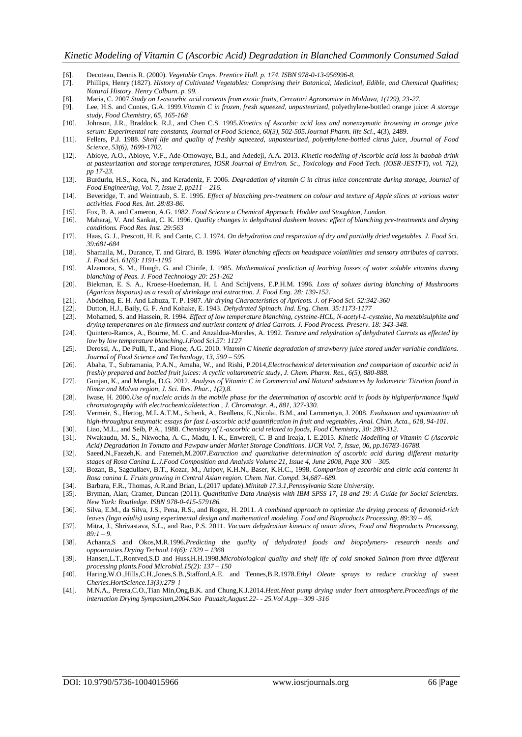[6]. Decoteau, Dennis R. (2000). *Vegetable Crops. Prentice Hall. p. 174. ISBN 978-0-13-956996-8.*

[7]. Phillips, Henry (1827). *History of Cultivated Vegetables: Comprising their Botanical, Medicinal, Edible, and Chemical Qualities; Natural History. Henry Colburn. p. 99.*

[8]. Maria, C. 2007.*Study on L-ascorbic acid contents from exotic fruits, Cercatari Agronomice in Moldova, 1(129), 23-27.*

[9]. Lee, H.S. and Contes, G.A. 1999.*Vitamin C in frozen, fresh squeezed, unpasteurized*, polyethylene-bottled orange juice: *A storage study, Food Chemistry, 65, 165-168*

[10]. Johnson, J.R., Braddock, R.J., and Chen C.S. 1995.*Kinetics of Ascorbic acid loss and nonenzymatic browning in orange juice serum: Experimental rate constants, Journal of Food Science, 60(3), 502-505.Journal Pharm. life Sci*., 4(3), 2489.

[11]. Fellers, P.J. 1988. *Shelf life and quality of freshly squeezed, unpasteurized, polyethylene-bottled citrus juice, Journal of Food Science, 53(6), 1699-1702.*

[12]. Abioye, A.O., Abioye, V.F., Ade-Omowaye, B.I., and Adedeji, A.A. 2013. *Kinetic modeling of Ascorbic acid loss in baobab drink at pasteurization and storage temperatures, IOSR Journal of Environ. Sc., Toxicology and Food Tech. (IOSR-JESTFT), vol. 7(2), pp 17-23.*

[13]. Burdurlu, H.S., Koca, N., and Keradeniz, F. 2006. *Degradation of vitamin C in citrus juice concentrate during storage, Journal of Food Engineering, Vol. 7, Issue 2, pp211 – 216.*

[14]. Beveridge, T. and Weintraub, S. E. 1995. *Effect of blanching pre-treatment on colour and texture of Apple slices at various water activities. Food Res. Int. 28:83-86*.

[15]. Fox, B. A. and Cameron, A.G. 1982. *Food Science a Chemical Approach. Hodder and Stoughton, London.*

[16]. Maharaj, V. And Sankat, C. K. 1996. *Quality changes in dehydrated dasheen leaves: effect of blanching pre-treatments and drying conditions. Food Res. Inst. 29:563*

[17]. Haas, G. J., Prescott, H. E. and Cante, C. J. 1974. *On dehydration and respiration of dry and partially dried vegetables. J. Food Sci. 39:681-684*

[18]. Shamaila, M., Durance, T. and Girard, B. 1996. *Water blanching effects on headspace volatilities and sensory attributes of carrots. J. Food Sci. 61(6): 1191-1195*

[19]. Alzamora, S. M., Hough, G. and Chirife, J. 1985. *Mathematical prediction of leaching losses of water soluble vitamins during blanching of Peas. J. Food Technology 20: 251-262*

[20]. Biekman, E. S. A., Kroese-Hoedeman, H. I. And Schijvens, E.P.H.M. 1996. *Loss of solutes during blanching of Mushrooms (Agaricus bisporus) as a result of shrinkage and extraction. J. Food Eng. 28: 139-152.*

[21]. Abdelhaq, E. H. And Labuza, T. P. 1987. *Air drying Characteristics of Apricots. J. of Food Sci. 52:342-360*

[22]. Dutton, H.J., Baily, G. F. And Kohake, E. 1943. *Dehydrated Spinach. Ind. Eng. Chem. 35:1173-1177*

[23]. Mohamed, S. and Hassein, R. 1994. *Effect of low temperature blanching, cysteine-HCL, N-acetyl-L-cysteine, Na metabisulphite and drying temperatures on the firmness and nutrient content of dried Carrots. J. Food Process. Preserv. 18: 343-348.*

[24]. Quintero-Ramos, A., Bourne, M. C. and Anzaldua-Morales, A. 1992. *Texture and rehydration of dehydrated Carrots as effected by low by low temperature blanching.J.Food Sci.57: 1127*

[25]. Derossi, A., De Pulli, T., and Fione, A.G. 2010. *Vitamin C kinetic degradation of strawberry juice stored under variable conditions. Journal of Food Science and Technology, 13, 590 – 595.*

[26]. Abaha, T., Subramania, P.A.N., Amaha, W., and Rishi, P.2014,*Electrochemical determination and comparison of ascorbic acid in freshly prepared and bottled fruit juices: A cyclic voltammetric study, J. Chem. Pharm. Res., 6(5), 880-888.*

[27]. Gunjan, K., and Mangla, D.G. 2012. *Analysis of Vitamin C in Commercial and Natural substances by Iodometric Titration found in Nimar and Malwa region, J. Sci. Res. Phar., 1(2),8.*

[28]. Iwase, H. 2000.*Use of nucleic acids in the mobile phase for the determination of ascorbic acid in foods by highperformance liquid chromatography with electrochemicaldetection , J. Chromatogr. A., 881, 327-330.*

[29]. Vermeir, S., Hertog, M.L.A.T.M., Schenk, A., Beullens, K.,Nicolai, B.M., and Lammertyn, J. 2008. *Evaluation and optimization oh high-throughput enzymatic essays for fast L-ascorbic acid quantification in fruit and vegetables, Anal. Chim. Acta., 618, 94-101.*

[30]. Liao, M.L., and Seib, P.A., 1988. *Chemistry of L-ascorbic acid related to foods, Food Chemistry, 30: 289-312.*

[31]. Nwakaudu, M. S., Nkwocha, A. C., Madu, I. K., Enwereji, C. B and Ireaja, I. E.2015. *Kinetic Modelling of Vitamin C (Ascorbic Acid) Degradation In Tomato and Pawpaw under Market Storage Conditions. IJCR Vol. 7, Issue, 06, pp.16783-16788.*

[32]. Saeed,N.,Faezeh,K. and Fatemeh,M.2007.*Extraction and quantitative determination of ascorbic acid during different maturity stages of Rosa Canina L..J.Food Composition and Analysis Volume 21, Issue 4, June 2008, Page 300 – 305.*

[33]. Bozan, B., Sagdullaev, B.T., Kozar, M., Aripov, K.H.N., Baser, K.H.C., 1998. *Comparison of ascorbic and citric acid contents in Rosa canina L. Fruits growing in Central Asian region. Chem. Nat. Compd. 34,687–689.*

[34]. Barbara, F.R., Thomas, A.R.and Brian, L.(2017 update).*Minitab 17.3.1,Pennsylvania State University.*

[35]. Bryman, Alan; Cramer, Duncan (2011). *Quantitative Data Analysis with IBM SPSS 17, 18 and 19: A Guide for Social Scientists. New York: Routledge. ISBN 978-0-415-579186.*

[36]. Silva, E.M., da Silva, J.S., Pena, R.S., and Rogez, H. 2011. *A combined approach to optimize the drying process of flavonoid-rich leaves (Inga edulis) using experimental design and mathematical modeling. Food and Bioproducts Processing, 89:39 – 46.*

[37]. Mitra, J., Shrivastava, S.L., and Rao, P.S. 2011. *Vacuum dehydration kinetics of onion slices, Food and Bioproducts Processing, 89:1 – 9.*

[38]. Achanta,S and Okos,M.R.1996.*Predicting the quality of dehydrated foods and biopolymers- research needs and oppournities.Drying Technol.14(6): 1329 – 1368*

[39]. Hansen,L.T.,Rontved,S.D and Huss,H.H.1998.*Microbiological quality and shelf life of cold smoked Salmon from three different processing plants.Food Microbial.15(2): 137 – 150*

[40]. Haring,W.O.,Hills,C.H.,Jones,S.B.,Stafford,A.E. and Tennes,B.R.1978.*Ethyl Oleate sprays to reduce cracking of sweet Cheries.HortScience.13(3):279 i*

[41]. M.N.A., Perera,C.O.,Tian Min,Ong,B.K. and Chung,K.J.2014.*Heat.Heat pump drying under Inert atmosphere.Proceedings of the internation Drying Sympasium,2004.Sao Pauazit,August.22- - 25.Vol A.pp—309 -316*